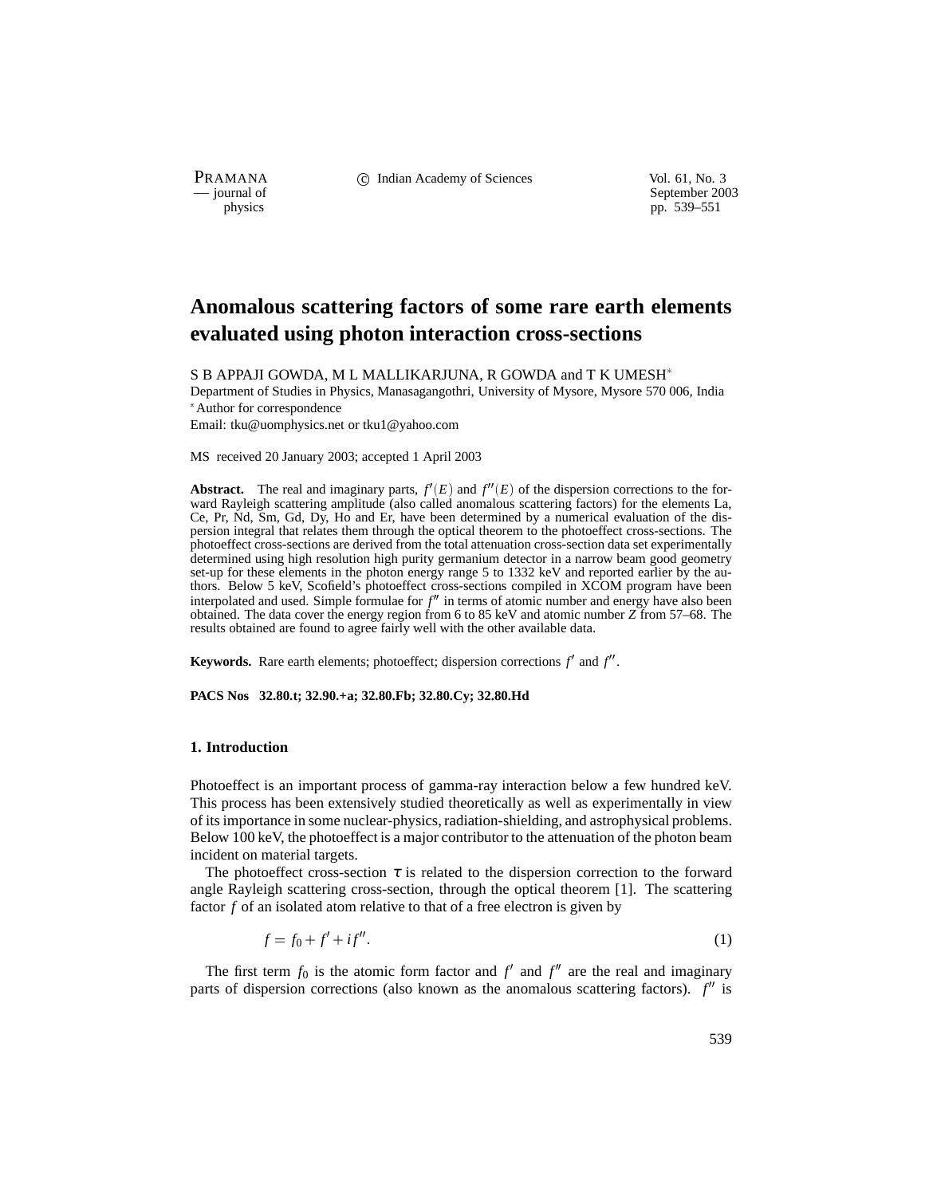# Anomalous scattering factors of some rare earth elements evaluated using photon interaction cross-sections

S B APPAJI GOWDA, M L MALLIKARJUNA, R GOWDA and T K UMESH*

Department of Studies in Physics, Manasagangothri, University of Mysore, Mysore 570 006, India

*Author for correspondence

Email: tku@uomphysics.net or tku1@yahoo.com

MS received 20 January 2003; accepted 1 April 2003

**Abstract.** The real and imaginary parts, $f'(E)$ and $f''(E)$ of the dispersion corrections to the forward Rayleigh scattering amplitude (also called anomalous scattering factors) for the elements La, Ce, Pr, Nd, Sm, Gd, Dy, Ho and Er, have been determined by a numerical evaluation of the dispersion integral that relates them through the optical theorem to the photoeffect cross-sections. The photoeffect cross-sections are derived from the total attenuation cross-section data set experimentally determined using high resolution high purity germanium detector in a narrow beam good geometry set-up for these elements in the photon energy range 5 to 1332 keV and reported earlier by the authors. Below 5 keV, Scofield's photoeffect cross-sections compiled in XCOM program have been interpolated and used. Simple formulae for $f''$ in terms of atomic number and energy have also been obtained. The data cover the energy region from 6 to 85 keV and atomic number $Z$ from 57–68. The results obtained are found to agree fairly well with the other available data.

**Keywords.** Rare earth elements; photoeffect; dispersion corrections $f'$ and $f''$.

**PACS Nos 32.80.t; 32.90.+a; 32.80.Fb; 32.80.Cy; 32.80.Hd**

## 1. Introduction

Photoeffect is an important process of gamma-ray interaction below a few hundred keV. This process has been extensively studied theoretically as well as experimentally in view of its importance in some nuclear-physics, radiation-shielding, and astrophysical problems. Below 100 keV, the photoeffect is a major contributor to the attenuation of the photon beam incident on material targets.

The photoeffect cross-section $\tau$ is related to the dispersion correction to the forward angle Rayleigh scattering cross-section, through the optical theorem [1]. The scattering factor $f$ of an isolated atom relative to that of a free electron is given by

$$f = f_0 + f' + if''. \tag{1}$$

The first term $f_0$ is the atomic form factor and $f'$ and $f''$ are the real and imaginary parts of dispersion corrections (also known as the anomalous scattering factors). $f''$ is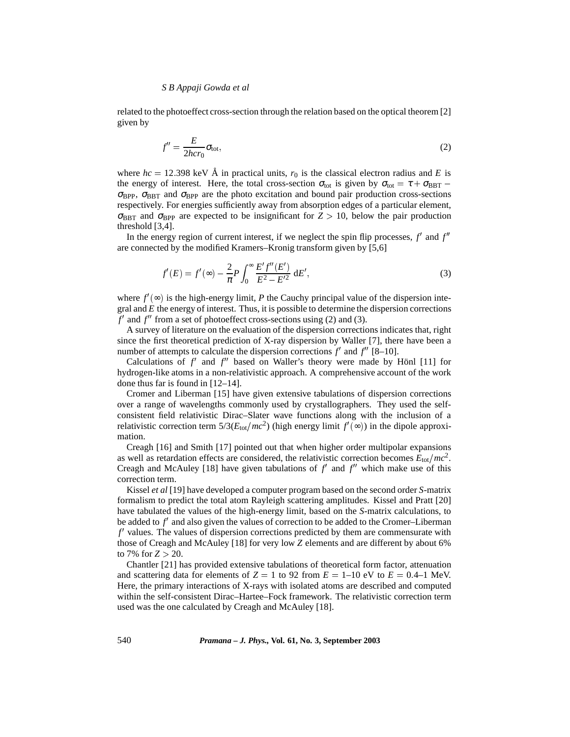related to the photoeffect cross-section through the relation based on the optical theorem [2] given by

$$f'' = \frac{E}{2hcr_0}\sigma_{\text{tot}}, \tag{2}$$

where $hc = 12.398$ keV Å in practical units, $r_0$ is the classical electron radius and $E$ is the energy of interest. Here, the total cross-section $\sigma_{\text{tot}}$ is given by $\sigma_{\text{tot}} = \tau + \sigma_{\text{BBT}} - \sigma_{\text{BPP}}$, $\sigma_{\text{BBT}}$ and $\sigma_{\text{BPP}}$ are the photo excitation and bound pair production cross-sections respectively. For energies sufficiently away from absorption edges of a particular element, $\sigma_{\text{BBT}}$ and $\sigma_{\text{BPP}}$ are expected to be insignificant for $Z > 10$, below the pair production threshold [3,4].

In the energy region of current interest, if we neglect the spin flip processes, $f'$ and $f''$ are connected by the modified Kramers–Kronig transform given by [5,6]

$$f'(E) = f'(\infty) - \frac{2}{\pi}P\int_0^\infty \frac{E' f''(E')}{E^2 - E'^2}\, \mathrm{d}E', \tag{3}$$

where $f'(\infty)$ is the high-energy limit, $P$ the Cauchy principal value of the dispersion integral and $E$ the energy of interest. Thus, it is possible to determine the dispersion corrections $f'$ and $f''$ from a set of photoeffect cross-sections using (2) and (3).

A survey of literature on the evaluation of the dispersion corrections indicates that, right since the first theoretical prediction of X-ray dispersion by Waller [7], there have been a number of attempts to calculate the dispersion corrections $f'$ and $f''$ [8–10].

Calculations of $f'$ and $f''$ based on Waller's theory were made by Hönl [11] for hydrogen-like atoms in a non-relativistic approach. A comprehensive account of the work done thus far is found in [12–14].

Cromer and Liberman [15] have given extensive tabulations of dispersion corrections over a range of wavelengths commonly used by crystallographers. They used the self-consistent field relativistic Dirac–Slater wave functions along with the inclusion of a relativistic correction term $5/3(E_{\text{tot}}/mc^2)$ (high energy limit $f'(\infty)$) in the dipole approximation.

Creagh [16] and Smith [17] pointed out that when higher order multipolar expansions as well as retardation effects are considered, the relativistic correction becomes $E_{\text{tot}}/mc^2$. Creagh and McAuley [18] have given tabulations of $f'$ and $f''$ which make use of this correction term.

Kissel *et al* [19] have developed a computer program based on the second order *S*-matrix formalism to predict the total atom Rayleigh scattering amplitudes. Kissel and Pratt [20] have tabulated the values of the high-energy limit, based on the *S*-matrix calculations, to be added to $f'$ and also given the values of correction to be added to the Cromer–Liberman $f'$ values. The values of dispersion corrections predicted by them are commensurate with those of Creagh and McAuley [18] for very low $Z$ elements and are different by about 6% to 7% for $Z > 20$.

Chantler [21] has provided extensive tabulations of theoretical form factor, attenuation and scattering data for elements of $Z = 1$ to 92 from $E = 1$–10 eV to $E = 0.4$–1 MeV. Here, the primary interactions of X-rays with isolated atoms are described and computed within the self-consistent Dirac–Hartee–Fock framework. The relativistic correction term used was the one calculated by Creagh and McAuley [18].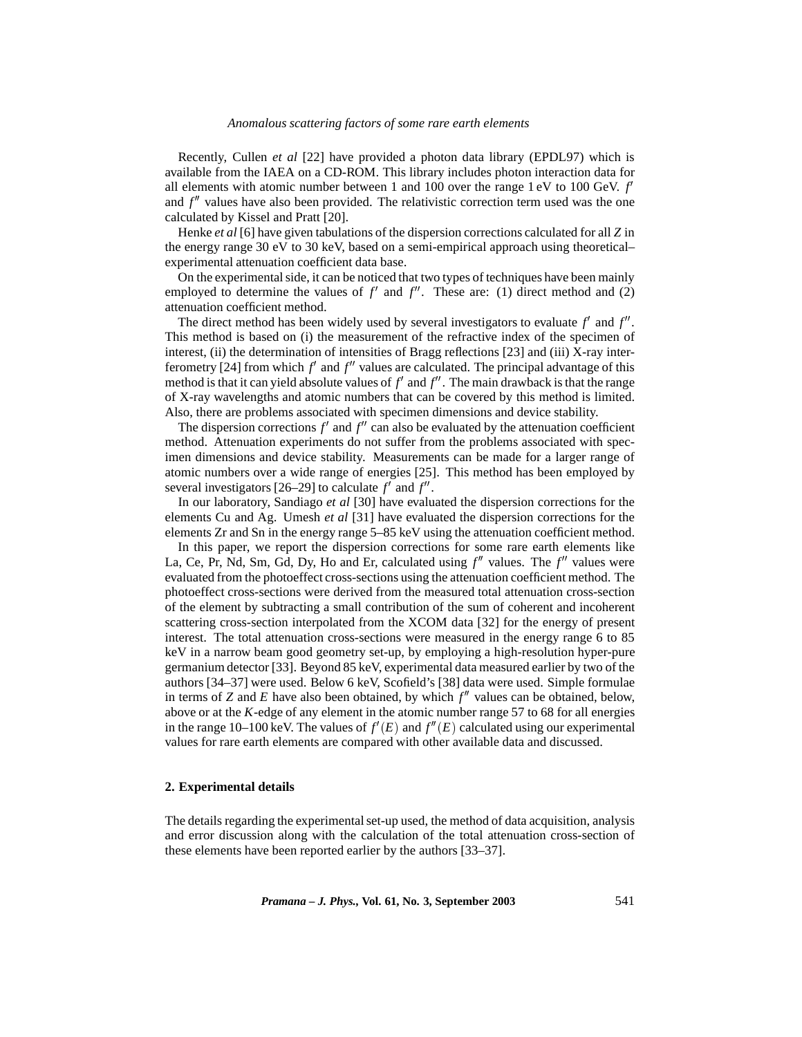Recently, Cullen *et al* [22] have provided a photon data library (EPDL97) which is available from the IAEA on a CD-ROM. This library includes photon interaction data for all elements with atomic number between 1 and 100 over the range 1 eV to 100 GeV. $f'$ and $f''$ values have also been provided. The relativistic correction term used was the one calculated by Kissel and Pratt [20].

Henke *et al* [6] have given tabulations of the dispersion corrections calculated for all $Z$ in the energy range 30 eV to 30 keV, based on a semi-empirical approach using theoretical–experimental attenuation coefficient data base.

On the experimental side, it can be noticed that two types of techniques have been mainly employed to determine the values of $f'$ and $f''$. These are: (1) direct method and (2) attenuation coefficient method.

The direct method has been widely used by several investigators to evaluate $f'$ and $f''$. This method is based on (i) the measurement of the refractive index of the specimen of interest, (ii) the determination of intensities of Bragg reflections [23] and (iii) X-ray interferometry [24] from which $f'$ and $f''$ values are calculated. The principal advantage of this method is that it can yield absolute values of $f'$ and $f''$. The main drawback is that the range of X-ray wavelengths and atomic numbers that can be covered by this method is limited. Also, there are problems associated with specimen dimensions and device stability.

The dispersion corrections $f'$ and $f''$ can also be evaluated by the attenuation coefficient method. Attenuation experiments do not suffer from the problems associated with specimen dimensions and device stability. Measurements can be made for a larger range of atomic numbers over a wide range of energies [25]. This method has been employed by several investigators [26–29] to calculate $f'$ and $f''$.

In our laboratory, Sandiago *et al* [30] have evaluated the dispersion corrections for the elements Cu and Ag. Umesh *et al* [31] have evaluated the dispersion corrections for the elements Zr and Sn in the energy range 5–85 keV using the attenuation coefficient method.

In this paper, we report the dispersion corrections for some rare earth elements like La, Ce, Pr, Nd, Sm, Gd, Dy, Ho and Er, calculated using $f''$ values. The $f''$ values were evaluated from the photoeffect cross-sections using the attenuation coefficient method. The photoeffect cross-sections were derived from the measured total attenuation cross-section of the element by subtracting a small contribution of the sum of coherent and incoherent scattering cross-section interpolated from the XCOM data [32] for the energy of present interest. The total attenuation cross-sections were measured in the energy range 6 to 85 keV in a narrow beam good geometry set-up, by employing a high-resolution hyper-pure germanium detector [33]. Beyond 85 keV, experimental data measured earlier by two of the authors [34–37] were used. Below 6 keV, Scofield's [38] data were used. Simple formulae in terms of $Z$ and $E$ have also been obtained, by which $f''$ values can be obtained, below, above or at the $K$-edge of any element in the atomic number range 57 to 68 for all energies in the range 10–100 keV. The values of $f'(E)$ and $f''(E)$ calculated using our experimental values for rare earth elements are compared with other available data and discussed.

## 2. Experimental details

The details regarding the experimental set-up used, the method of data acquisition, analysis and error discussion along with the calculation of the total attenuation cross-section of these elements have been reported earlier by the authors [33–37].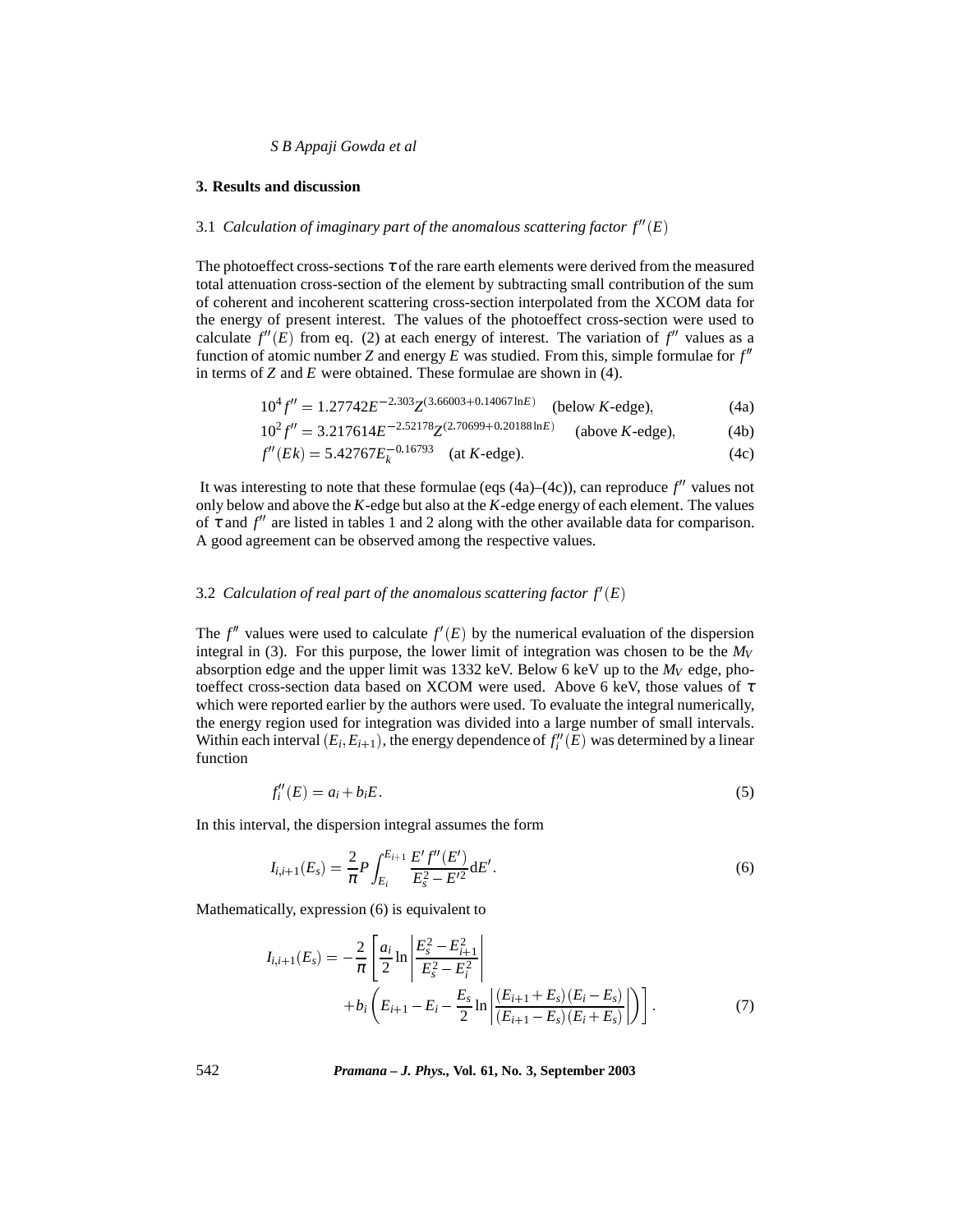## 3. Results and discussion

### 3.1 *Calculation of imaginary part of the anomalous scattering factor $f''(E)$*

The photoeffect cross-sections $\tau$ of the rare earth elements were derived from the measured total attenuation cross-section of the element by subtracting small contribution of the sum of coherent and incoherent scattering cross-section interpolated from the XCOM data for the energy of present interest. The values of the photoeffect cross-section were used to calculate $f''(E)$ from eq. (2) at each energy of interest. The variation of $f''$ values as a function of atomic number $Z$ and energy $E$ was studied. From this, simple formulae for $f''$ in terms of $Z$ and $E$ were obtained. These formulae are shown in (4).

$$10^4 f'' = 1.27742E^{-2.303}Z^{(3.66003+0.14067\ln E)} \quad \text{(below } K\text{-edge)}, \tag{4a}$$

$$10^2 f'' = 3.217614E^{-2.52178}Z^{(2.70699+0.20188\ln E)} \quad \text{(above } K\text{-edge)}, \tag{4b}$$

$$f''(Ek) = 5.42767E_k^{-0.16793} \quad \text{(at } K\text{-edge)}. \tag{4c}$$

It was interesting to note that these formulae (eqs (4a)–(4c)), can reproduce $f''$ values not only below and above the $K$-edge but also at the $K$-edge energy of each element. The values of $\tau$ and $f''$ are listed in tables 1 and 2 along with the other available data for comparison. A good agreement can be observed among the respective values.

### 3.2 *Calculation of real part of the anomalous scattering factor $f'(E)$*

The $f''$ values were used to calculate $f'(E)$ by the numerical evaluation of the dispersion integral in (3). For this purpose, the lower limit of integration was chosen to be the $M_V$ absorption edge and the upper limit was 1332 keV. Below 6 keV up to the $M_V$ edge, photoeffect cross-section data based on XCOM were used. Above 6 keV, those values of $\tau$ which were reported earlier by the authors were used. To evaluate the integral numerically, the energy region used for integration was divided into a large number of small intervals. Within each interval $(E_i, E_{i+1})$, the energy dependence of $f_i''(E)$ was determined by a linear function

$$f_i''(E) = a_i + b_i E. \tag{5}$$

In this interval, the dispersion integral assumes the form

$$I_{i,i+1}(E_s) = \frac{2}{\pi} P \int_{E_i}^{E_{i+1}} \frac{E' f''(E')}{E_s^2 - E'^2} \mathrm{d}E'. \tag{6}$$

Mathematically, expression (6) is equivalent to

$$I_{i,i+1}(E_s) = -\frac{2}{\pi}\left[\frac{a_i}{2}\ln\left|\frac{E_s^2 - E_{i+1}^2}{E_s^2 - E_i^2}\right| + b_i\left(E_{i+1} - E_i - \frac{E_s}{2}\ln\left|\frac{(E_{i+1}+E_s)(E_i - E_s)}{(E_{i+1}-E_s)(E_i+E_s)}\right|\right)\right]. \tag{7}$$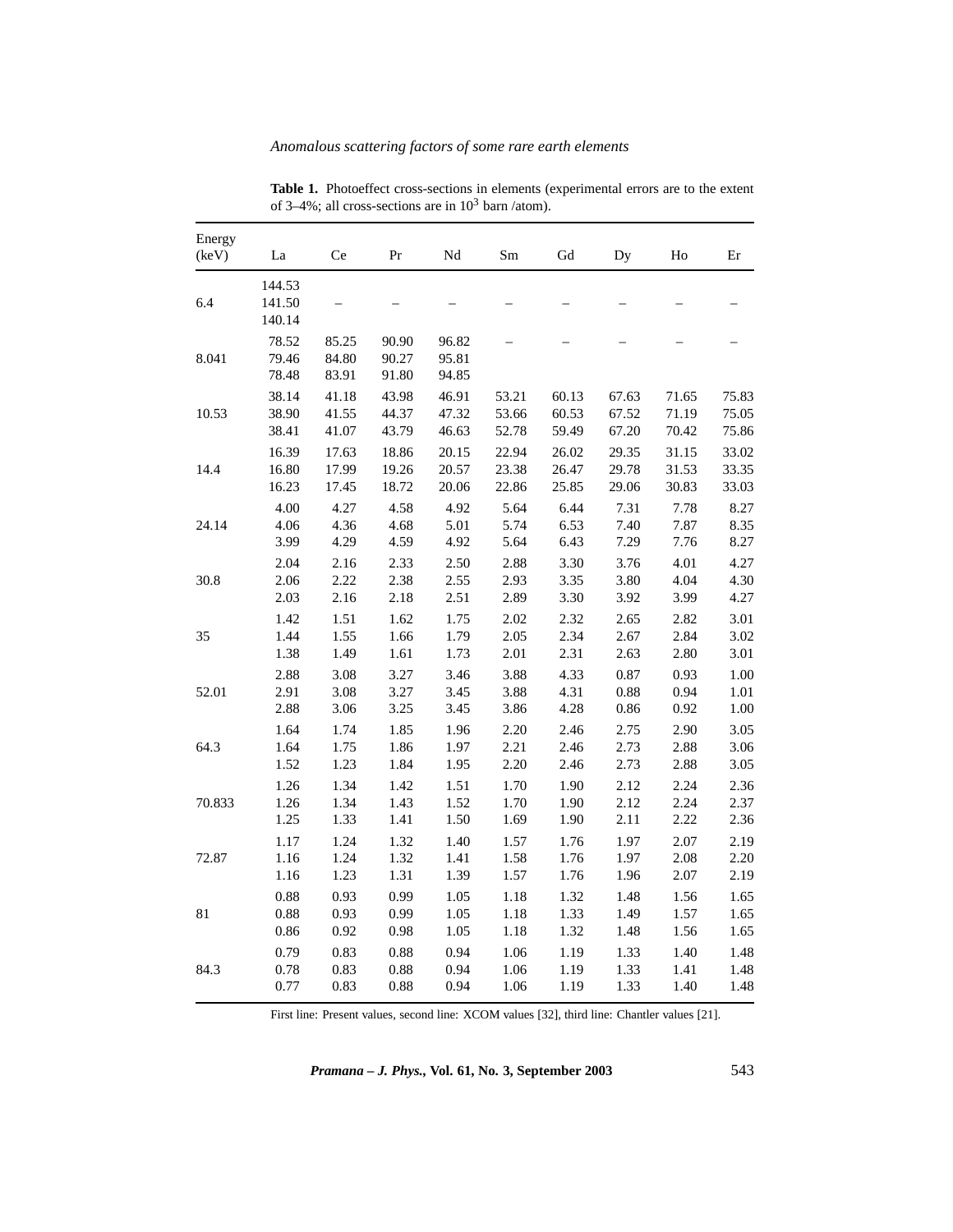**Table 1.** Photoeffect cross-sections in elements (experimental errors are to the extent of 3–4%; all cross-sections are in $10^3$ barn /atom).

| Energy (keV) | La | Ce | Pr | Nd | Sm | Gd | Dy | Ho | Er |
|---|---|---|---|---|---|---|---|---|---|
| 6.4 | 144.53 | – | – | – | – | – | – | – | – |
| | 141.50 | | | | | | | | |
| | 140.14 | | | | | | | | |
| 8.041 | 78.52 | 85.25 | 90.90 | 96.82 | – | – | – | – | – |
| | 79.46 | 84.80 | 90.27 | 95.81 | | | | | |
| | 78.48 | 83.91 | 91.80 | 94.85 | | | | | |
| 10.53 | 38.14 | 41.18 | 43.98 | 46.91 | 53.21 | 60.13 | 67.63 | 71.65 | 75.83 |
| | 38.90 | 41.55 | 44.37 | 47.32 | 53.66 | 60.53 | 67.52 | 71.19 | 75.05 |
| | 38.41 | 41.07 | 43.79 | 46.63 | 52.78 | 59.49 | 67.20 | 70.42 | 75.86 |
| 14.4 | 16.39 | 17.63 | 18.86 | 20.15 | 22.94 | 26.02 | 29.35 | 31.15 | 33.02 |
| | 16.80 | 17.99 | 19.26 | 20.57 | 23.38 | 26.47 | 29.78 | 31.53 | 33.35 |
| | 16.23 | 17.45 | 18.72 | 20.06 | 22.86 | 25.85 | 29.06 | 30.83 | 33.03 |
| 24.14 | 4.00 | 4.27 | 4.58 | 4.92 | 5.64 | 6.44 | 7.31 | 7.78 | 8.27 |
| | 4.06 | 4.36 | 4.68 | 5.01 | 5.74 | 6.53 | 7.40 | 7.87 | 8.35 |
| | 3.99 | 4.29 | 4.59 | 4.92 | 5.64 | 6.43 | 7.29 | 7.76 | 8.27 |
| 30.8 | 2.04 | 2.16 | 2.33 | 2.50 | 2.88 | 3.30 | 3.76 | 4.01 | 4.27 |
| | 2.06 | 2.22 | 2.38 | 2.55 | 2.93 | 3.35 | 3.80 | 4.04 | 4.30 |
| | 2.03 | 2.16 | 2.18 | 2.51 | 2.89 | 3.30 | 3.92 | 3.99 | 4.27 |
| 35 | 1.42 | 1.51 | 1.62 | 1.75 | 2.02 | 2.32 | 2.65 | 2.82 | 3.01 |
| | 1.44 | 1.55 | 1.66 | 1.79 | 2.05 | 2.34 | 2.67 | 2.84 | 3.02 |
| | 1.38 | 1.49 | 1.61 | 1.73 | 2.01 | 2.31 | 2.63 | 2.80 | 3.01 |
| 52.01 | 2.88 | 3.08 | 3.27 | 3.46 | 3.88 | 4.33 | 0.87 | 0.93 | 1.00 |
| | 2.91 | 3.08 | 3.27 | 3.45 | 3.88 | 4.31 | 0.88 | 0.94 | 1.01 |
| | 2.88 | 3.06 | 3.25 | 3.45 | 3.86 | 4.28 | 0.86 | 0.92 | 1.00 |
| 64.3 | 1.64 | 1.74 | 1.85 | 1.96 | 2.20 | 2.46 | 2.75 | 2.90 | 3.05 |
| | 1.64 | 1.75 | 1.86 | 1.97 | 2.21 | 2.46 | 2.73 | 2.88 | 3.06 |
| | 1.52 | 1.23 | 1.84 | 1.95 | 2.20 | 2.46 | 2.73 | 2.88 | 3.05 |
| 70.833 | 1.26 | 1.34 | 1.42 | 1.51 | 1.70 | 1.90 | 2.12 | 2.24 | 2.36 |
| | 1.26 | 1.34 | 1.43 | 1.52 | 1.70 | 1.90 | 2.12 | 2.24 | 2.37 |
| | 1.25 | 1.33 | 1.41 | 1.50 | 1.69 | 1.90 | 2.11 | 2.22 | 2.36 |
| 72.87 | 1.17 | 1.24 | 1.32 | 1.40 | 1.57 | 1.76 | 1.97 | 2.07 | 2.19 |
| | 1.16 | 1.24 | 1.32 | 1.41 | 1.58 | 1.76 | 1.97 | 2.08 | 2.20 |
| | 1.16 | 1.23 | 1.31 | 1.39 | 1.57 | 1.76 | 1.96 | 2.07 | 2.19 |
| 81 | 0.88 | 0.93 | 0.99 | 1.05 | 1.18 | 1.32 | 1.48 | 1.56 | 1.65 |
| | 0.88 | 0.93 | 0.99 | 1.05 | 1.18 | 1.33 | 1.49 | 1.57 | 1.65 |
| | 0.86 | 0.92 | 0.98 | 1.05 | 1.18 | 1.32 | 1.48 | 1.56 | 1.65 |
| 84.3 | 0.79 | 0.83 | 0.88 | 0.94 | 1.06 | 1.19 | 1.33 | 1.40 | 1.48 |
| | 0.78 | 0.83 | 0.88 | 0.94 | 1.06 | 1.19 | 1.33 | 1.41 | 1.48 |
| | 0.77 | 0.83 | 0.88 | 0.94 | 1.06 | 1.19 | 1.33 | 1.40 | 1.48 |

First line: Present values, second line: XCOM values [32], third line: Chantler values [21].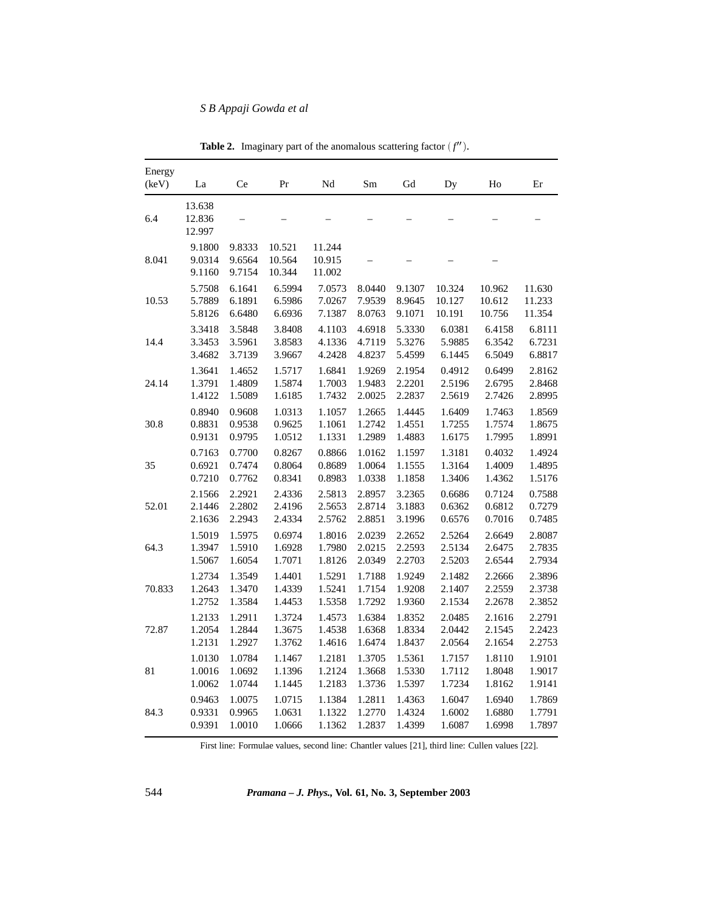**Table 2.** Imaginary part of the anomalous scattering factor $(f'')$.

| Energy (keV) | La | Ce | Pr | Nd | Sm | Gd | Dy | Ho | Er |
|---|---|---|---|---|---|---|---|---|---|
| 6.4 | 13.638<br>12.836<br>12.997 | – | – | – | – | – | – | – | – |
| 8.041 | 9.1800<br>9.0314<br>9.1160 | 9.8333<br>9.6564<br>9.7154 | 10.521<br>10.564<br>10.344 | 11.244<br>10.915<br>11.002 | – | – | – | – | |
| 10.53 | 5.7508<br>5.7889<br>5.8126 | 6.1641<br>6.1891<br>6.6480 | 6.5994<br>6.5986<br>6.6936 | 7.0573<br>7.0267<br>7.1387 | 8.0440<br>7.9539<br>8.0763 | 9.1307<br>8.9645<br>9.1071 | 10.324<br>10.127<br>10.191 | 10.962<br>10.612<br>10.756 | 11.630<br>11.233<br>11.354 |
| 14.4 | 3.3418<br>3.3453<br>3.4682 | 3.5848<br>3.5961<br>3.7139 | 3.8408<br>3.8583<br>3.9667 | 4.1103<br>4.1336<br>4.2428 | 4.6918<br>4.7119<br>4.8237 | 5.3330<br>5.3276<br>5.4599 | 6.0381<br>5.9885<br>6.1445 | 6.4158<br>6.3542<br>6.5049 | 6.8111<br>6.7231<br>6.8817 |
| 24.14 | 1.3641<br>1.3791<br>1.4122 | 1.4652<br>1.4809<br>1.5089 | 1.5717<br>1.5874<br>1.6185 | 1.6841<br>1.7003<br>1.7432 | 1.9269<br>1.9483<br>2.0025 | 2.1954<br>2.2201<br>2.2837 | 0.4912<br>2.5196<br>2.5619 | 0.6499<br>2.6795<br>2.7426 | 2.8162<br>2.8468<br>2.8995 |
| 30.8 | 0.8940<br>0.8831<br>0.9131 | 0.9608<br>0.9538<br>0.9795 | 1.0313<br>0.9625<br>1.0512 | 1.1057<br>1.1061<br>1.1331 | 1.2665<br>1.2742<br>1.2989 | 1.4445<br>1.4551<br>1.4883 | 1.6409<br>1.7255<br>1.6175 | 1.7463<br>1.7574<br>1.7995 | 1.8569<br>1.8675<br>1.8991 |
| 35 | 0.7163<br>0.6921<br>0.7210 | 0.7700<br>0.7474<br>0.7762 | 0.8267<br>0.8064<br>0.8341 | 0.8866<br>0.8689<br>0.8983 | 1.0162<br>1.0064<br>1.0338 | 1.1597<br>1.1555<br>1.1858 | 1.3181<br>1.3164<br>1.3406 | 0.4032<br>1.4009<br>1.4362 | 1.4924<br>1.4895<br>1.5176 |
| 52.01 | 2.1566<br>2.1446<br>2.1636 | 2.2921<br>2.2802<br>2.2943 | 2.4336<br>2.4196<br>2.4334 | 2.5813<br>2.5653<br>2.5762 | 2.8957<br>2.8714<br>2.8851 | 3.2365<br>3.1883<br>3.1996 | 0.6686<br>0.6362<br>0.6576 | 0.7124<br>0.6812<br>0.7016 | 0.7588<br>0.7279<br>0.7485 |
| 64.3 | 1.5019<br>1.3947<br>1.5067 | 1.5975<br>1.5910<br>1.6054 | 0.6974<br>1.6928<br>1.7071 | 1.8016<br>1.7980<br>1.8126 | 2.0239<br>2.0215<br>2.0349 | 2.2652<br>2.2593<br>2.2703 | 2.5264<br>2.5134<br>2.5203 | 2.6649<br>2.6475<br>2.6544 | 2.8087<br>2.7835<br>2.7934 |
| 70.833 | 1.2734<br>1.2643<br>1.2752 | 1.3549<br>1.3470<br>1.3584 | 1.4401<br>1.4339<br>1.4453 | 1.5291<br>1.5241<br>1.5358 | 1.7188<br>1.7154<br>1.7292 | 1.9249<br>1.9208<br>1.9360 | 2.1482<br>2.1407<br>2.1534 | 2.2666<br>2.2559<br>2.2678 | 2.3896<br>2.3738<br>2.3852 |
| 72.87 | 1.2133<br>1.2054<br>1.2131 | 1.2911<br>1.2844<br>1.2927 | 1.3724<br>1.3675<br>1.3762 | 1.4573<br>1.4538<br>1.4616 | 1.6384<br>1.6368<br>1.6474 | 1.8352<br>1.8334<br>1.8437 | 2.0485<br>2.0442<br>2.0564 | 2.1616<br>2.1545<br>2.1654 | 2.2791<br>2.2423<br>2.2753 |
| 81 | 1.0130<br>1.0016<br>1.0062 | 1.0784<br>1.0692<br>1.0744 | 1.1467<br>1.1396<br>1.1445 | 1.2181<br>1.2124<br>1.2183 | 1.3705<br>1.3668<br>1.3736 | 1.5361<br>1.5330<br>1.5397 | 1.7157<br>1.7112<br>1.7234 | 1.8110<br>1.8048<br>1.8162 | 1.9101<br>1.9017<br>1.9141 |
| 84.3 | 0.9463<br>0.9331<br>0.9391 | 1.0075<br>0.9965<br>1.0010 | 1.0715<br>1.0631<br>1.0666 | 1.1384<br>1.1322<br>1.1362 | 1.2811<br>1.2770<br>1.2837 | 1.4363<br>1.4324<br>1.4399 | 1.6047<br>1.6002<br>1.6087 | 1.6940<br>1.6880<br>1.6998 | 1.7869<br>1.7791<br>1.7897 |

First line: Formulae values, second line: Chantler values [21], third line: Cullen values [22].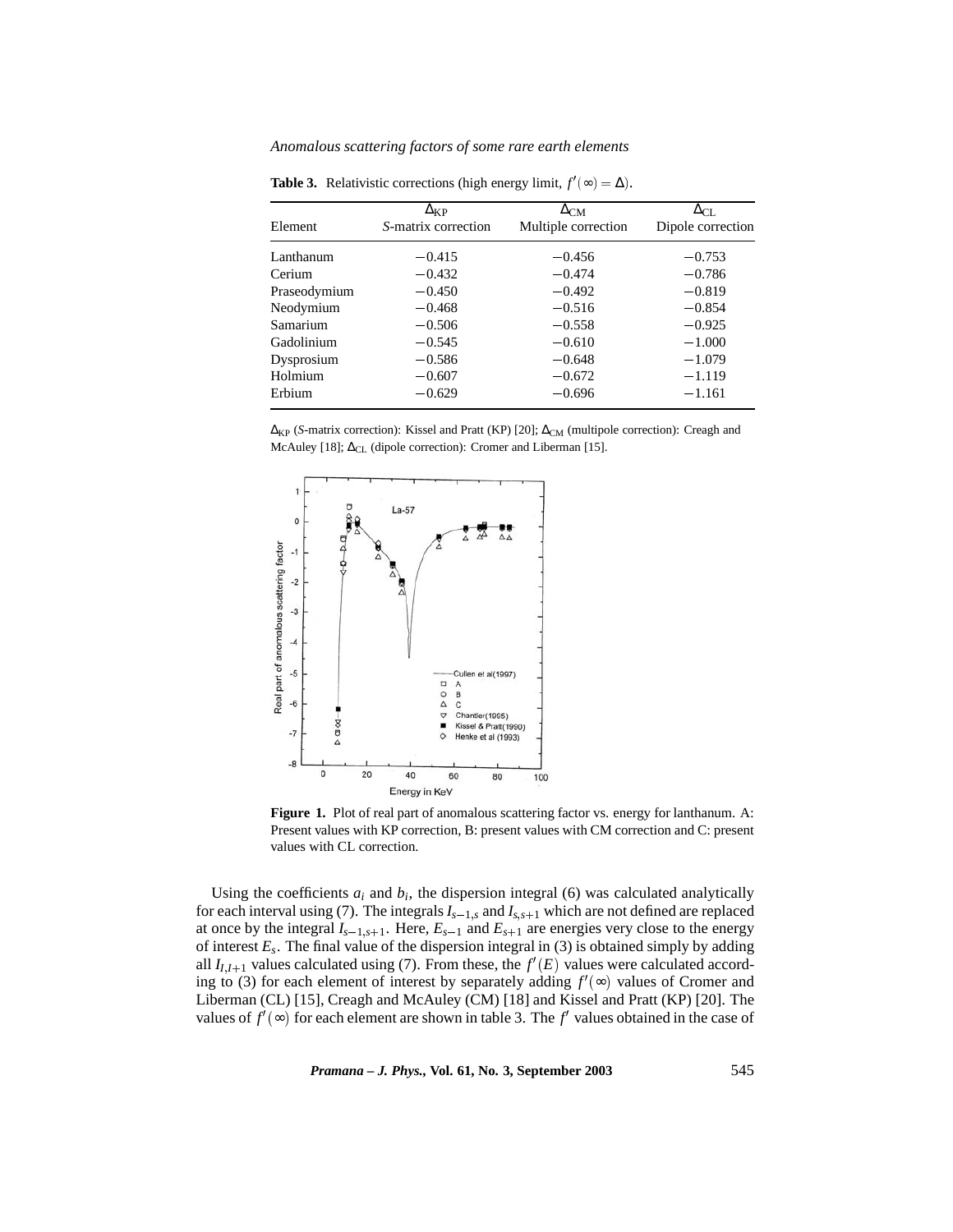**Table 3.** Relativistic corrections (high energy limit, $f'(\infty) = \Delta$).

| Element | $\Delta_{KP}$ *S*-matrix correction | $\Delta_{CM}$ Multiple correction | $\Delta_{CL}$ Dipole correction |
|---|---|---|---|
| Lanthanum | −0.415 | −0.456 | −0.753 |
| Cerium | −0.432 | −0.474 | −0.786 |
| Praseodymium | −0.450 | −0.492 | −0.819 |
| Neodymium | −0.468 | −0.516 | −0.854 |
| Samarium | −0.506 | −0.558 | −0.925 |
| Gadolinium | −0.545 | −0.610 | −1.000 |
| Dysprosium | −0.586 | −0.648 | −1.079 |
| Holmium | −0.607 | −0.672 | −1.119 |
| Erbium | −0.629 | −0.696 | −1.161 |

$\Delta_{KP}$ (*S*-matrix correction): Kissel and Pratt (KP) [20]; $\Delta_{CM}$ (multipole correction): Creagh and McAuley [18]; $\Delta_{CL}$ (dipole correction): Cromer and Liberman [15].

**Figure 1.** Plot of real part of anomalous scattering factor vs. energy for lanthanum. A: Present values with KP correction, B: present values with CM correction and C: present values with CL correction.

Using the coefficients $a_i$ and $b_i$, the dispersion integral (6) was calculated analytically for each interval using (7). The integrals $I_{s-1,s}$ and $I_{s,s+1}$ which are not defined are replaced at once by the integral $I_{s-1,s+1}$. Here, $E_{s-1}$ and $E_{s+1}$ are energies very close to the energy of interest $E_s$. The final value of the dispersion integral in (3) is obtained simply by adding all $I_{I,I+1}$ values calculated using (7). From these, the $f'(E)$ values were calculated according to (3) for each element of interest by separately adding $f'(\infty)$ values of Cromer and Liberman (CL) [15], Creagh and McAuley (CM) [18] and Kissel and Pratt (KP) [20]. The values of $f'(\infty)$ for each element are shown in table 3. The $f'$ values obtained in the case of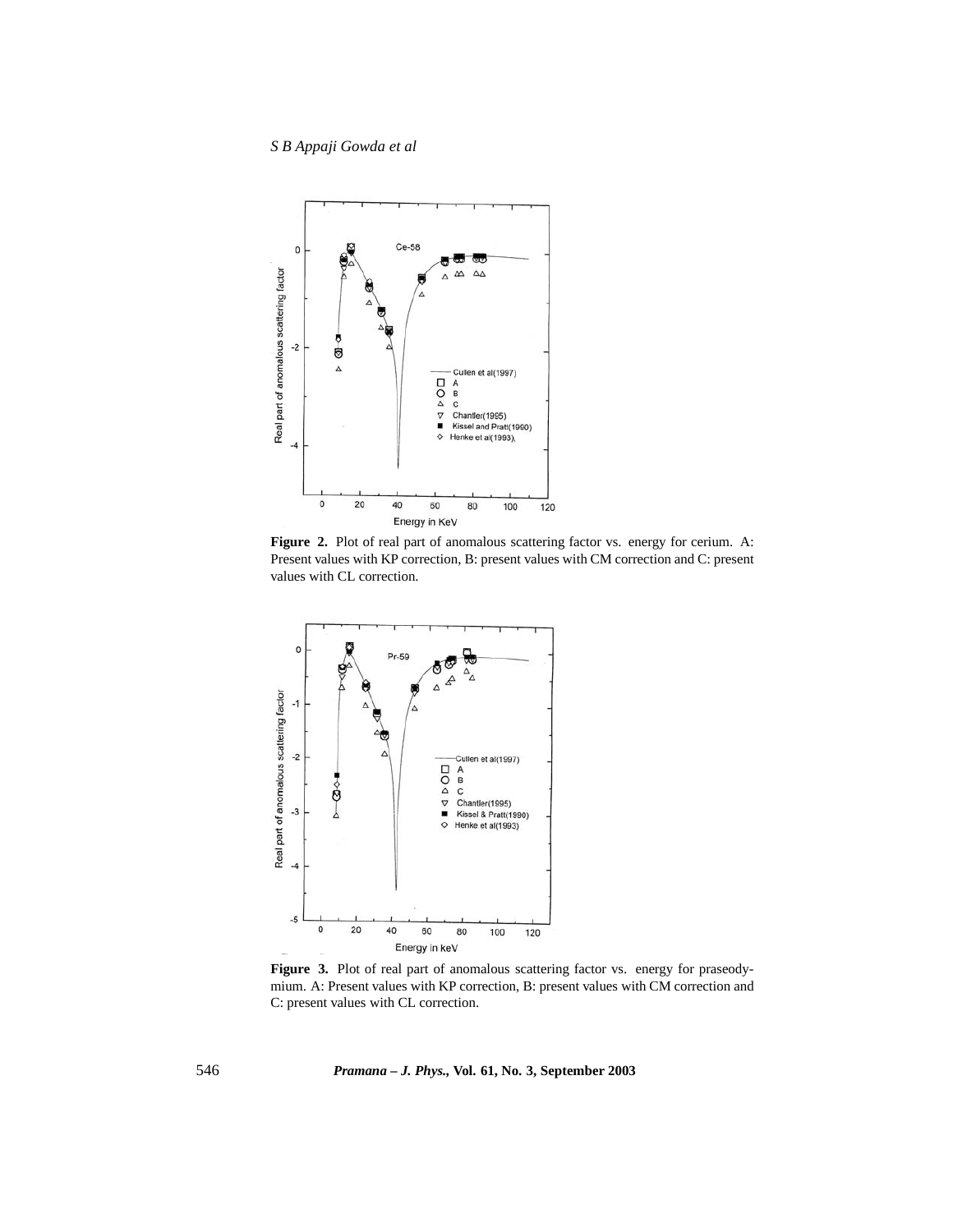**Figure 2.** Plot of real part of anomalous scattering factor vs. energy for cerium. A: Present values with KP correction, B: present values with CM correction and C: present values with CL correction.

**Figure 3.** Plot of real part of anomalous scattering factor vs. energy for praseodymium. A: Present values with KP correction, B: present values with CM correction and C: present values with CL correction.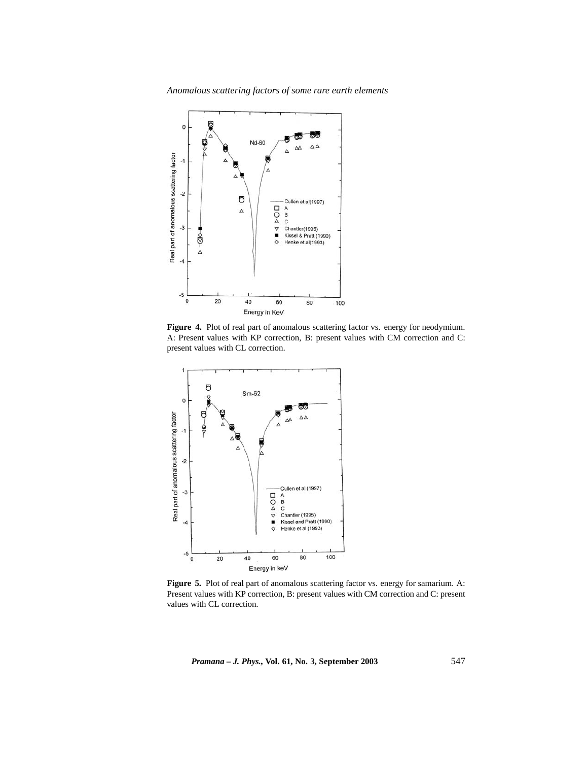**Figure 4.** Plot of real part of anomalous scattering factor vs. energy for neodymium. A: Present values with KP correction, B: present values with CM correction and C: present values with CL correction.

**Figure 5.** Plot of real part of anomalous scattering factor vs. energy for samarium. A: Present values with KP correction, B: present values with CM correction and C: present values with CL correction.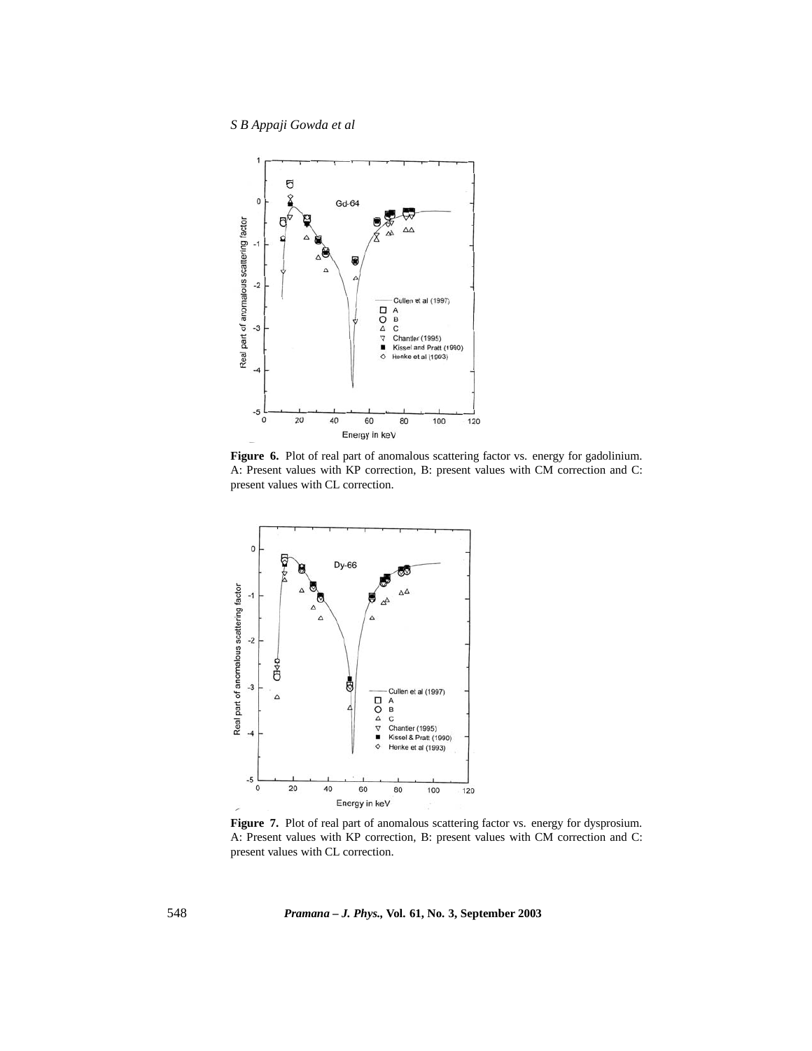**Figure 6.** Plot of real part of anomalous scattering factor vs. energy for gadolinium. A: Present values with KP correction, B: present values with CM correction and C: present values with CL correction.

**Figure 7.** Plot of real part of anomalous scattering factor vs. energy for dysprosium. A: Present values with KP correction, B: present values with CM correction and C: present values with CL correction.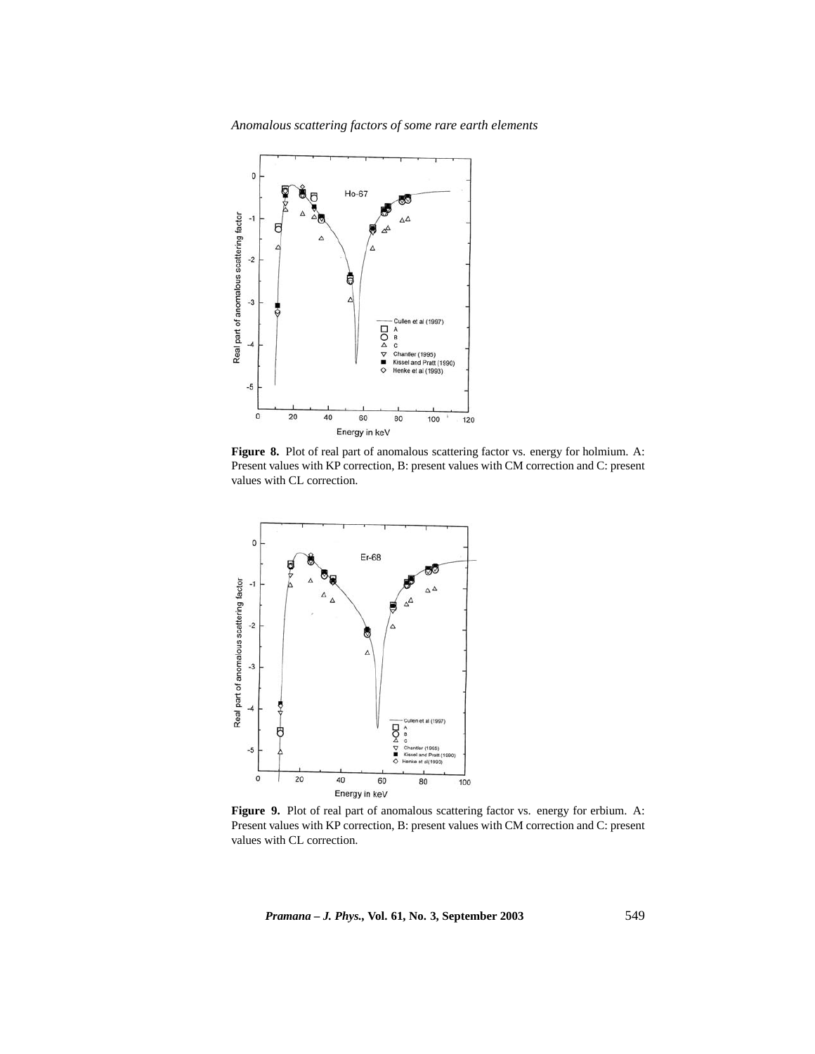**Figure 8.** Plot of real part of anomalous scattering factor vs. energy for holmium. A: Present values with KP correction, B: present values with CM correction and C: present values with CL correction.

**Figure 9.** Plot of real part of anomalous scattering factor vs. energy for erbium. A: Present values with KP correction, B: present values with CM correction and C: present values with CL correction.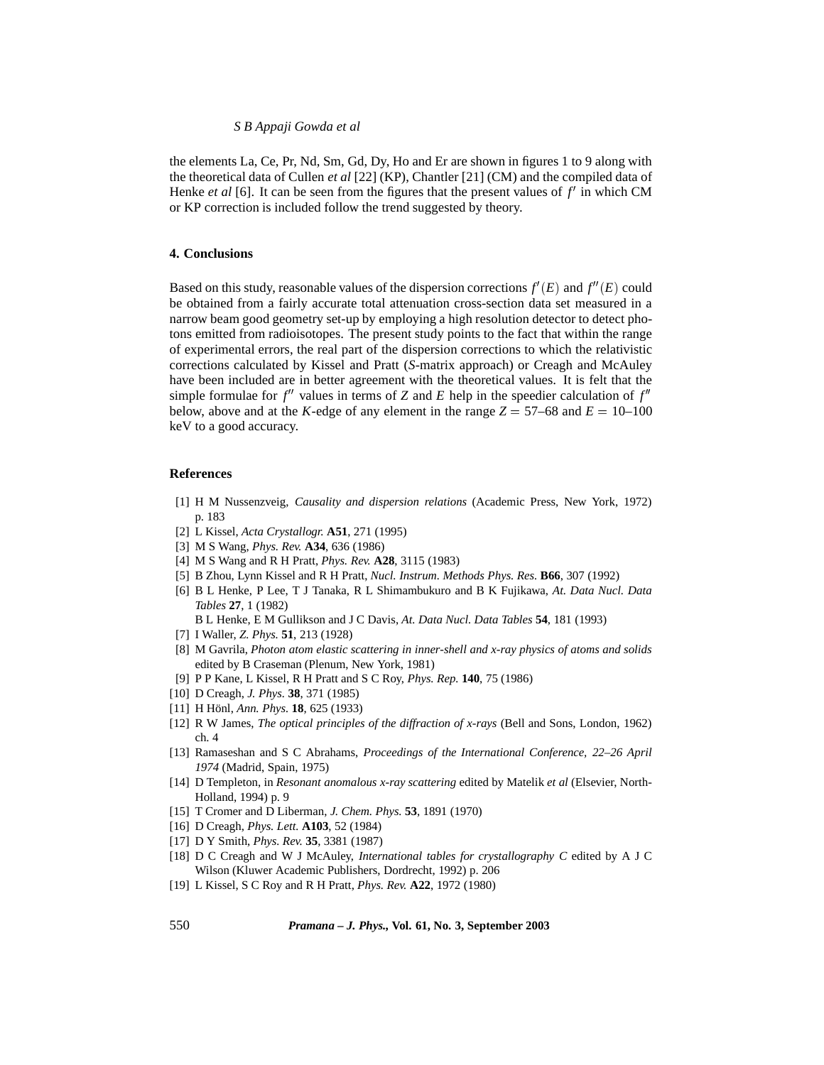the elements La, Ce, Pr, Nd, Sm, Gd, Dy, Ho and Er are shown in figures 1 to 9 along with the theoretical data of Cullen *et al* [22] (KP), Chantler [21] (CM) and the compiled data of Henke *et al* [6]. It can be seen from the figures that the present values of $f'$ in which CM or KP correction is included follow the trend suggested by theory.

## 4. Conclusions

Based on this study, reasonable values of the dispersion corrections $f'(E)$ and $f''(E)$ could be obtained from a fairly accurate total attenuation cross-section data set measured in a narrow beam good geometry set-up by employing a high resolution detector to detect photons emitted from radioisotopes. The present study points to the fact that within the range of experimental errors, the real part of the dispersion corrections to which the relativistic corrections calculated by Kissel and Pratt (*S*-matrix approach) or Creagh and McAuley have been included are in better agreement with the theoretical values. It is felt that the simple formulae for $f''$ values in terms of $Z$ and $E$ help in the speedier calculation of $f''$ below, above and at the $K$-edge of any element in the range $Z = 57$–$68$ and $E = 10$–$100$ keV to a good accuracy.

## References

[1] H M Nussenzveig, *Causality and dispersion relations* (Academic Press, New York, 1972) p. 183

[2] L Kissel, *Acta Crystallogr.* **A51**, 271 (1995)

[3] M S Wang, *Phys. Rev.* **A34**, 636 (1986)

[4] M S Wang and R H Pratt, *Phys. Rev.* **A28**, 3115 (1983)

[5] B Zhou, Lynn Kissel and R H Pratt, *Nucl. Instrum. Methods Phys. Res.* **B66**, 307 (1992)

[6] B L Henke, P Lee, T J Tanaka, R L Shimambukuro and B K Fujikawa, *At. Data Nucl. Data Tables* **27**, 1 (1982)
B L Henke, E M Gullikson and J C Davis, *At. Data Nucl. Data Tables* **54**, 181 (1993)

[7] I Waller, *Z. Phys.* **51**, 213 (1928)

[8] M Gavrila, *Photon atom elastic scattering in inner-shell and x-ray physics of atoms and solids* edited by B Craseman (Plenum, New York, 1981)

[9] P P Kane, L Kissel, R H Pratt and S C Roy, *Phys. Rep.* **140**, 75 (1986)

[10] D Creagh, *J. Phys.* **38**, 371 (1985)

[11] H Hönl, *Ann. Phys.* **18**, 625 (1933)

[12] R W James, *The optical principles of the diffraction of x-rays* (Bell and Sons, London, 1962) ch. 4

[13] Ramaseshan and S C Abrahams, *Proceedings of the International Conference, 22–26 April 1974* (Madrid, Spain, 1975)

[14] D Templeton, in *Resonant anomalous x-ray scattering* edited by Matelik *et al* (Elsevier, North-Holland, 1994) p. 9

[15] T Cromer and D Liberman, *J. Chem. Phys.* **53**, 1891 (1970)

[16] D Creagh, *Phys. Lett.* **A103**, 52 (1984)

[17] D Y Smith, *Phys. Rev.* **35**, 3381 (1987)

[18] D C Creagh and W J McAuley, *International tables for crystallography C* edited by A J C Wilson (Kluwer Academic Publishers, Dordrecht, 1992) p. 206

[19] L Kissel, S C Roy and R H Pratt, *Phys. Rev.* **A22**, 1972 (1980)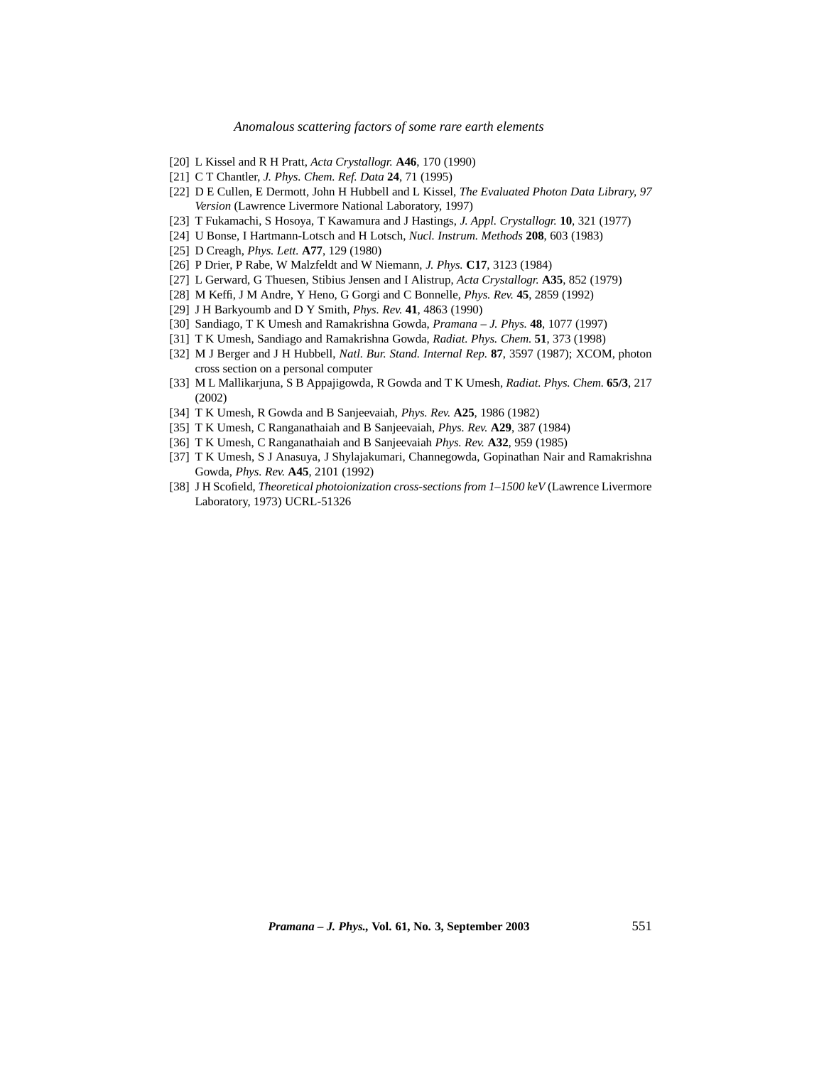[20] L Kissel and R H Pratt, *Acta Crystallogr.* **A46**, 170 (1990)

[21] C T Chantler, *J. Phys. Chem. Ref. Data* **24**, 71 (1995)

[22] D E Cullen, E Dermott, John H Hubbell and L Kissel, *The Evaluated Photon Data Library, 97 Version* (Lawrence Livermore National Laboratory, 1997)

[23] T Fukamachi, S Hosoya, T Kawamura and J Hastings, *J. Appl. Crystallogr.* **10**, 321 (1977)

[24] U Bonse, I Hartmann-Lotsch and H Lotsch, *Nucl. Instrum. Methods* **208**, 603 (1983)

[25] D Creagh, *Phys. Lett.* **A77**, 129 (1980)

[26] P Drier, P Rabe, W Malzfeldt and W Niemann, *J. Phys.* **C17**, 3123 (1984)

[27] L Gerward, G Thuesen, Stibius Jensen and I Alistrup, *Acta Crystallogr.* **A35**, 852 (1979)

[28] M Keffi, J M Andre, Y Heno, G Gorgi and C Bonnelle, *Phys. Rev.* **45**, 2859 (1992)

[29] J H Barkyoumb and D Y Smith, *Phys. Rev.* **41**, 4863 (1990)

[30] Sandiago, T K Umesh and Ramakrishna Gowda, *Pramana – J. Phys.* **48**, 1077 (1997)

[31] T K Umesh, Sandiago and Ramakrishna Gowda, *Radiat. Phys. Chem.* **51**, 373 (1998)

[32] M J Berger and J H Hubbell, *Natl. Bur. Stand. Internal Rep.* **87**, 3597 (1987); XCOM, photon cross section on a personal computer

[33] M L Mallikarjuna, S B Appajigowda, R Gowda and T K Umesh, *Radiat. Phys. Chem.* **65/3**, 217 (2002)

[34] T K Umesh, R Gowda and B Sanjeevaiah, *Phys. Rev.* **A25**, 1986 (1982)

[35] T K Umesh, C Ranganathaiah and B Sanjeevaiah, *Phys. Rev.* **A29**, 387 (1984)

[36] T K Umesh, C Ranganathaiah and B Sanjeevaiah *Phys. Rev.* **A32**, 959 (1985)

[37] T K Umesh, S J Anasuya, J Shylajakumari, Channegowda, Gopinathan Nair and Ramakrishna Gowda, *Phys. Rev.* **A45**, 2101 (1992)

[38] J H Scofield, *Theoretical photoionization cross-sections from 1–1500 keV* (Lawrence Livermore Laboratory, 1973) UCRL-51326